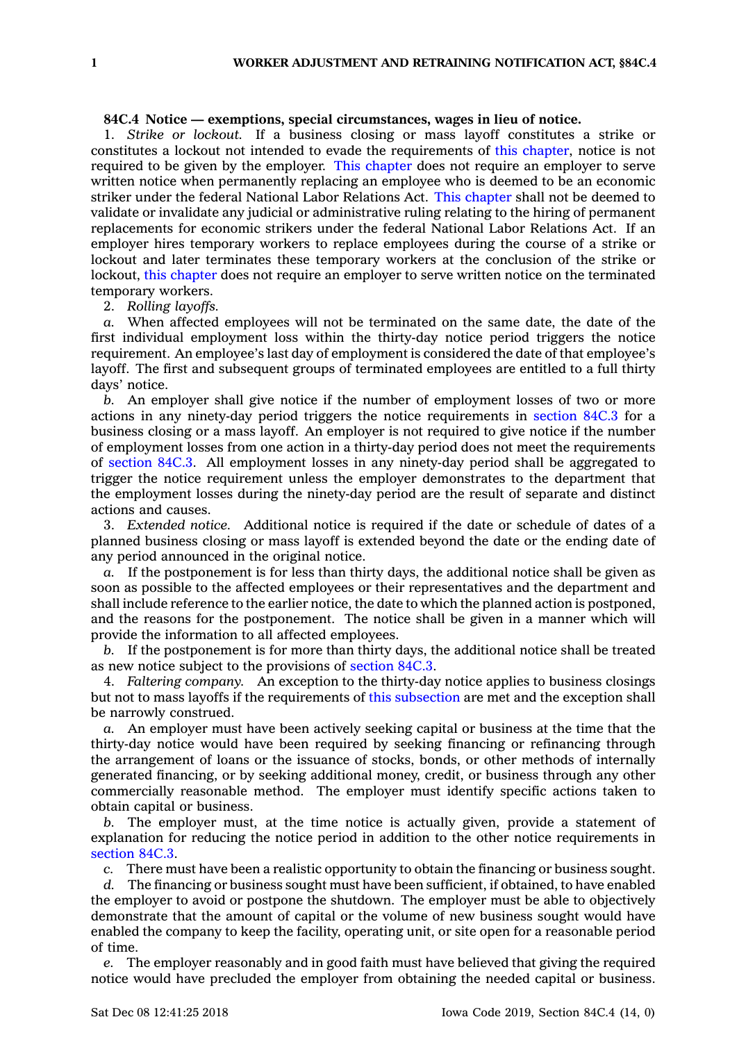**84C.4 Notice — exemptions, special circumstances, wages in lieu of notice.**

1. *Strike or lockout.* If a business closing or mass layoff constitutes a strike or constitutes a lockout not intended to evade the requirements of this chapter, notice is not required to be given by the employer. This chapter does not require an employer to serve written notice when permanently replacing an employee who is deemed to be an economic striker under the federal National Labor Relations Act. This chapter shall not be deemed to validate or invalidate any judicial or administrative ruling relating to the hiring of permanent replacements for economic strikers under the federal National Labor Relations Act. If an employer hires temporary workers to replace employees during the course of a strike or lockout and later terminates these temporary workers at the conclusion of the strike or lockout, this chapter does not require an employer to serve written notice on the terminated temporary workers.

2. *Rolling layoffs.*

*a.* When affected employees will not be terminated on the same date, the date of the first individual employment loss within the thirty-day notice period triggers the notice requirement. An employee's last day of employment is considered the date of that employee's layoff. The first and subsequent groups of terminated employees are entitled to a full thirty days' notice.

*b.* An employer shall give notice if the number of employment losses of two or more actions in any ninety-day period triggers the notice requirements in section 84C.3 for a business closing or a mass layoff. An employer is not required to give notice if the number of employment losses from one action in a thirty-day period does not meet the requirements of section 84C.3. All employment losses in any ninety-day period shall be aggregated to trigger the notice requirement unless the employer demonstrates to the department that the employment losses during the ninety-day period are the result of separate and distinct actions and causes.

3. *Extended notice.* Additional notice is required if the date or schedule of dates of a planned business closing or mass layoff is extended beyond the date or the ending date of any period announced in the original notice.

*a.* If the postponement is for less than thirty days, the additional notice shall be given as soon as possible to the affected employees or their representatives and the department and shall include reference to the earlier notice, the date to which the planned action is postponed, and the reasons for the postponement. The notice shall be given in a manner which will provide the information to all affected employees.

*b.* If the postponement is for more than thirty days, the additional notice shall be treated as new notice subject to the provisions of section 84C.3.

4. *Faltering company.* An exception to the thirty-day notice applies to business closings but not to mass layoffs if the requirements of this subsection are met and the exception shall be narrowly construed.

*a.* An employer must have been actively seeking capital or business at the time that the thirty-day notice would have been required by seeking financing or refinancing through the arrangement of loans or the issuance of stocks, bonds, or other methods of internally generated financing, or by seeking additional money, credit, or business through any other commercially reasonable method. The employer must identify specific actions taken to obtain capital or business.

*b.* The employer must, at the time notice is actually given, provide a statement of explanation for reducing the notice period in addition to the other notice requirements in section 84C.3.

*c.* There must have been a realistic opportunity to obtain the financing or business sought.

*d.* The financing or business sought must have been sufficient, if obtained, to have enabled the employer to avoid or postpone the shutdown. The employer must be able to objectively demonstrate that the amount of capital or the volume of new business sought would have enabled the company to keep the facility, operating unit, or site open for a reasonable period of time.

*e.* The employer reasonably and in good faith must have believed that giving the required notice would have precluded the employer from obtaining the needed capital or business.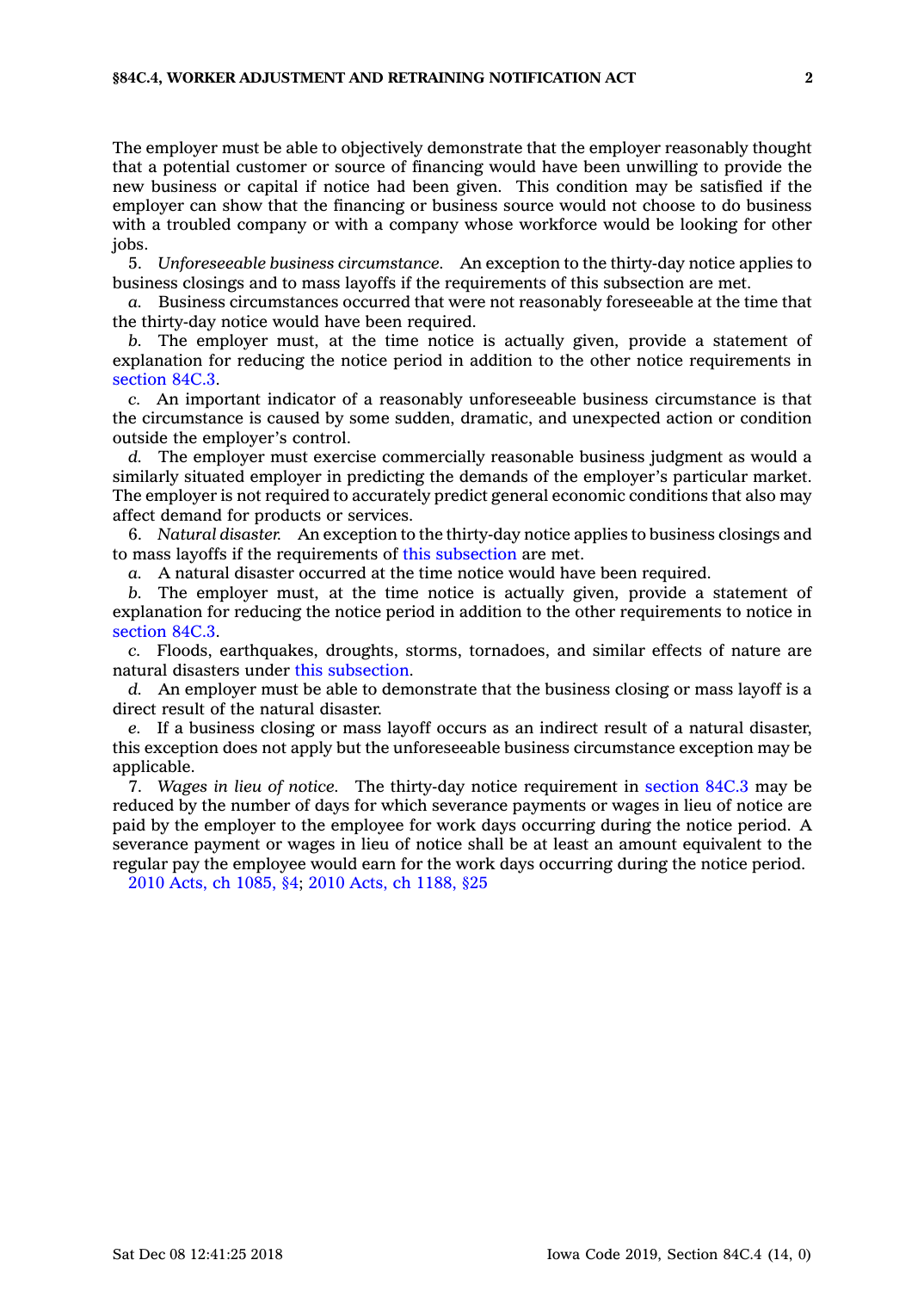The employer must be able to objectively demonstrate that the employer reasonably thought that a potential customer or source of financing would have been unwilling to provide the new business or capital if notice had been given. This condition may be satisfied if the employer can show that the financing or business source would not choose to do business with a troubled company or with a company whose workforce would be looking for other jobs.

5. *Unforeseeable business circumstance.* An exception to the thirty-day notice applies to business closings and to mass layoffs if the requirements of this subsection are met.

*a.* Business circumstances occurred that were not reasonably foreseeable at the time that the thirty-day notice would have been required.

*b.* The employer must, at the time notice is actually given, provide a statement of explanation for reducing the notice period in addition to the other notice requirements in section 84C.3.

*c.* An important indicator of a reasonably unforeseeable business circumstance is that the circumstance is caused by some sudden, dramatic, and unexpected action or condition outside the employer's control.

*d.* The employer must exercise commercially reasonable business judgment as would a similarly situated employer in predicting the demands of the employer's particular market. The employer is not required to accurately predict general economic conditions that also may affect demand for products or services.

6. *Natural disaster.* An exception to the thirty-day notice applies to business closings and to mass layoffs if the requirements of this subsection are met.

*a.* A natural disaster occurred at the time notice would have been required.

*b.* The employer must, at the time notice is actually given, provide a statement of explanation for reducing the notice period in addition to the other requirements to notice in section 84C.3.

*c.* Floods, earthquakes, droughts, storms, tornadoes, and similar effects of nature are natural disasters under this subsection.

*d.* An employer must be able to demonstrate that the business closing or mass layoff is a direct result of the natural disaster.

*e.* If a business closing or mass layoff occurs as an indirect result of a natural disaster, this exception does not apply but the unforeseeable business circumstance exception may be applicable.

7. *Wages in lieu of notice.* The thirty-day notice requirement in section 84C.3 may be reduced by the number of days for which severance payments or wages in lieu of notice are paid by the employer to the employee for work days occurring during the notice period. A severance payment or wages in lieu of notice shall be at least an amount equivalent to the regular pay the employee would earn for the work days occurring during the notice period.

2010 Acts, ch 1085, §4; 2010 Acts, ch 1188, §25